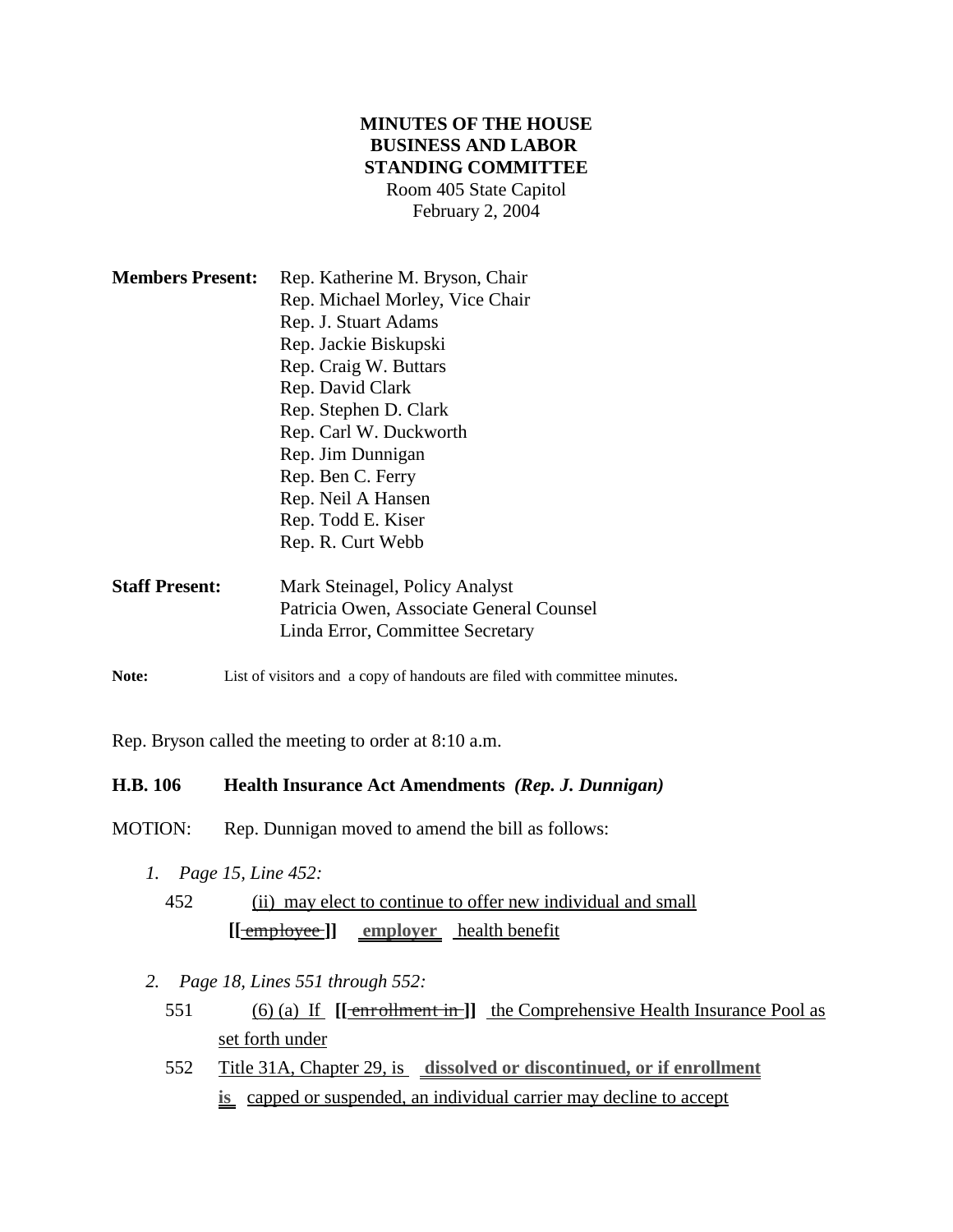**MINUTES OF THE HOUSE**
**BUSINESS AND LABOR**
**STANDING COMMITTEE**
Room 405 State Capitol
February 2, 2004

**Members Present:** Rep. Katherine M. Bryson, Chair
Rep. Michael Morley, Vice Chair
Rep. J. Stuart Adams
Rep. Jackie Biskupski
Rep. Craig W. Buttars
Rep. David Clark
Rep. Stephen D. Clark
Rep. Carl W. Duckworth
Rep. Jim Dunnigan
Rep. Ben C. Ferry
Rep. Neil A Hansen
Rep. Todd E. Kiser
Rep. R. Curt Webb

**Staff Present:** Mark Steinagel, Policy Analyst
Patricia Owen, Associate General Counsel
Linda Error, Committee Secretary

**Note:** List of visitors and a copy of handouts are filed with committee minutes.

Rep. Bryson called the meeting to order at 8:10 a.m.

**H.B. 106 Health Insurance Act Amendments** ***(Rep. J. Dunnigan)***

MOTION: Rep. Dunnigan moved to amend the bill as follows:

1. *Page 15, Line 452:*

452 (ii) may elect to continue to offer new individual and small **[[** ~~employee~~ **]]** **employer** health benefit

2. *Page 18, Lines 551 through 552:*

551 (6) (a) If **[[** ~~enrollment in~~ **]]** the Comprehensive Health Insurance Pool as set forth under

552 Title 31A, Chapter 29, is **dissolved or discontinued, or if enrollment is** capped or suspended, an individual carrier may decline to accept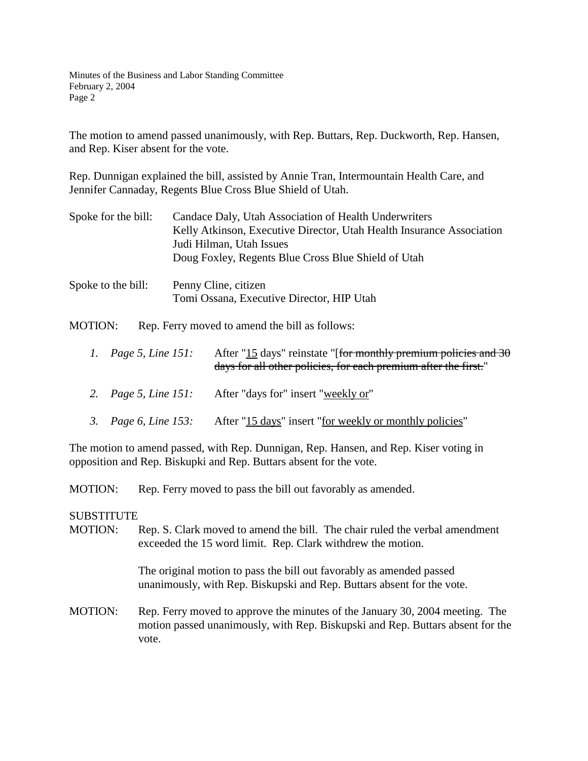The motion to amend passed unanimously, with Rep. Buttars, Rep. Duckworth, Rep. Hansen, and Rep. Kiser absent for the vote.

Rep. Dunnigan explained the bill, assisted by Annie Tran, Intermountain Health Care, and Jennifer Cannaday, Regents Blue Cross Blue Shield of Utah.

Spoke for the bill: Candace Daly, Utah Association of Health Underwriters
Kelly Atkinson, Executive Director, Utah Health Insurance Association
Judi Hilman, Utah Issues
Doug Foxley, Regents Blue Cross Blue Shield of Utah

Spoke to the bill: Penny Cline, citizen
Tomi Ossana, Executive Director, HIP Utah

MOTION: Rep. Ferry moved to amend the bill as follows:

1. *Page 5, Line 151:* After "<u>15</u> days" reinstate "[~~for monthly premium policies and 30 days for all other policies, for each premium after the first.~~"
2. *Page 5, Line 151:* After "days for" insert "<u>weekly or</u>"
3. *Page 6, Line 153:* After "<u>15 days</u>" insert "<u>for weekly or monthly policies</u>"

The motion to amend passed, with Rep. Dunnigan, Rep. Hansen, and Rep. Kiser voting in opposition and Rep. Biskupki and Rep. Buttars absent for the vote.

MOTION: Rep. Ferry moved to pass the bill out favorably as amended.

SUBSTITUTE
MOTION: Rep. S. Clark moved to amend the bill. The chair ruled the verbal amendment exceeded the 15 word limit. Rep. Clark withdrew the motion.

The original motion to pass the bill out favorably as amended passed unanimously, with Rep. Biskupski and Rep. Buttars absent for the vote.

MOTION: Rep. Ferry moved to approve the minutes of the January 30, 2004 meeting. The motion passed unanimously, with Rep. Biskupski and Rep. Buttars absent for the vote.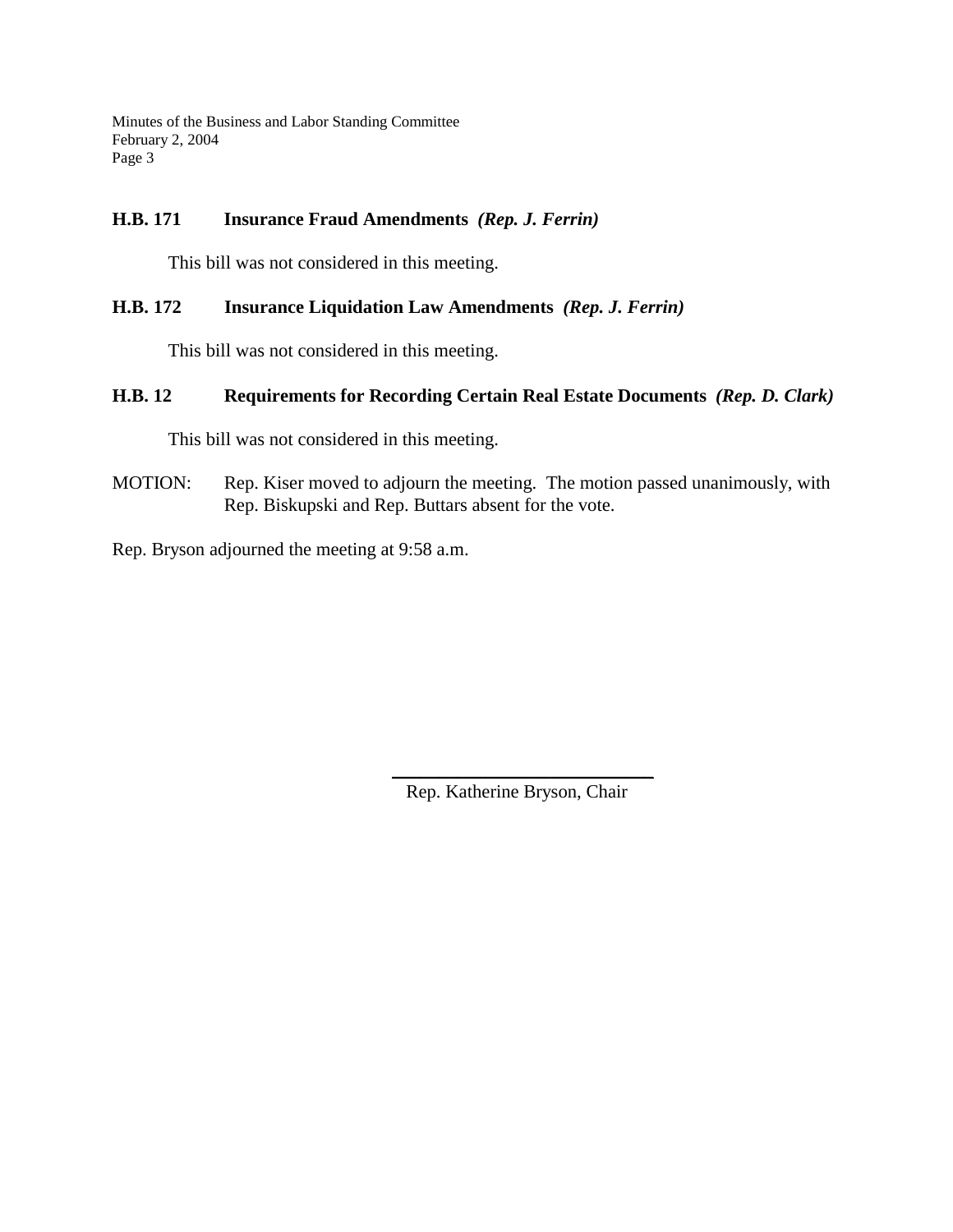**H.B. 171 Insurance Fraud Amendments** ***(Rep. J. Ferrin)***

This bill was not considered in this meeting.

**H.B. 172 Insurance Liquidation Law Amendments** ***(Rep. J. Ferrin)***

This bill was not considered in this meeting.

**H.B. 12 Requirements for Recording Certain Real Estate Documents** ***(Rep. D. Clark)***

This bill was not considered in this meeting.

MOTION: Rep. Kiser moved to adjourn the meeting. The motion passed unanimously, with Rep. Biskupski and Rep. Buttars absent for the vote.

Rep. Bryson adjourned the meeting at 9:58 a.m.

Rep. Katherine Bryson, Chair